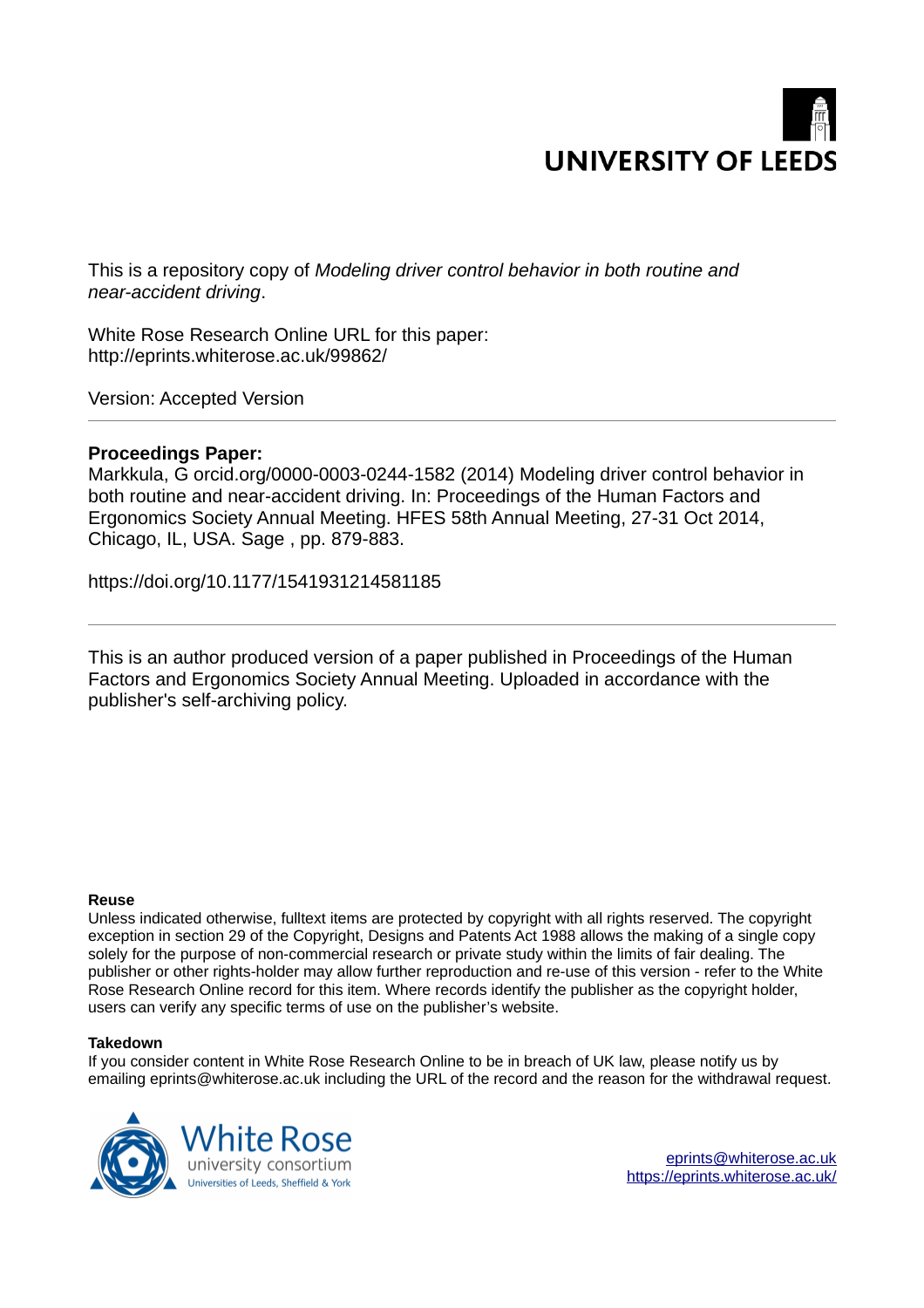UNIVERSITY OF LEEDS

This is a repository copy of *Modeling driver control behavior in both routine and near-accident driving*.

White Rose Research Online URL for this paper:
http://eprints.whiterose.ac.uk/99862/

Version: Accepted Version

---

**Proceedings Paper:**
Markkula, G orcid.org/0000-0003-0244-1582 (2014) Modeling driver control behavior in both routine and near-accident driving. In: Proceedings of the Human Factors and Ergonomics Society Annual Meeting. HFES 58th Annual Meeting, 27-31 Oct 2014, Chicago, IL, USA. Sage , pp. 879-883.

https://doi.org/10.1177/1541931214581185

---

This is an author produced version of a paper published in Proceedings of the Human Factors and Ergonomics Society Annual Meeting. Uploaded in accordance with the publisher's self-archiving policy.

**Reuse**
Unless indicated otherwise, fulltext items are protected by copyright with all rights reserved. The copyright exception in section 29 of the Copyright, Designs and Patents Act 1988 allows the making of a single copy solely for the purpose of non-commercial research or private study within the limits of fair dealing. The publisher or other rights-holder may allow further reproduction and re-use of this version - refer to the White Rose Research Online record for this item. Where records identify the publisher as the copyright holder, users can verify any specific terms of use on the publisher's website.

**Takedown**
If you consider content in White Rose Research Online to be in breach of UK law, please notify us by emailing eprints@whiterose.ac.uk including the URL of the record and the reason for the withdrawal request.

White Rose university consortium
Universities of Leeds, Sheffield & York

eprints@whiterose.ac.uk
https://eprints.whiterose.ac.uk/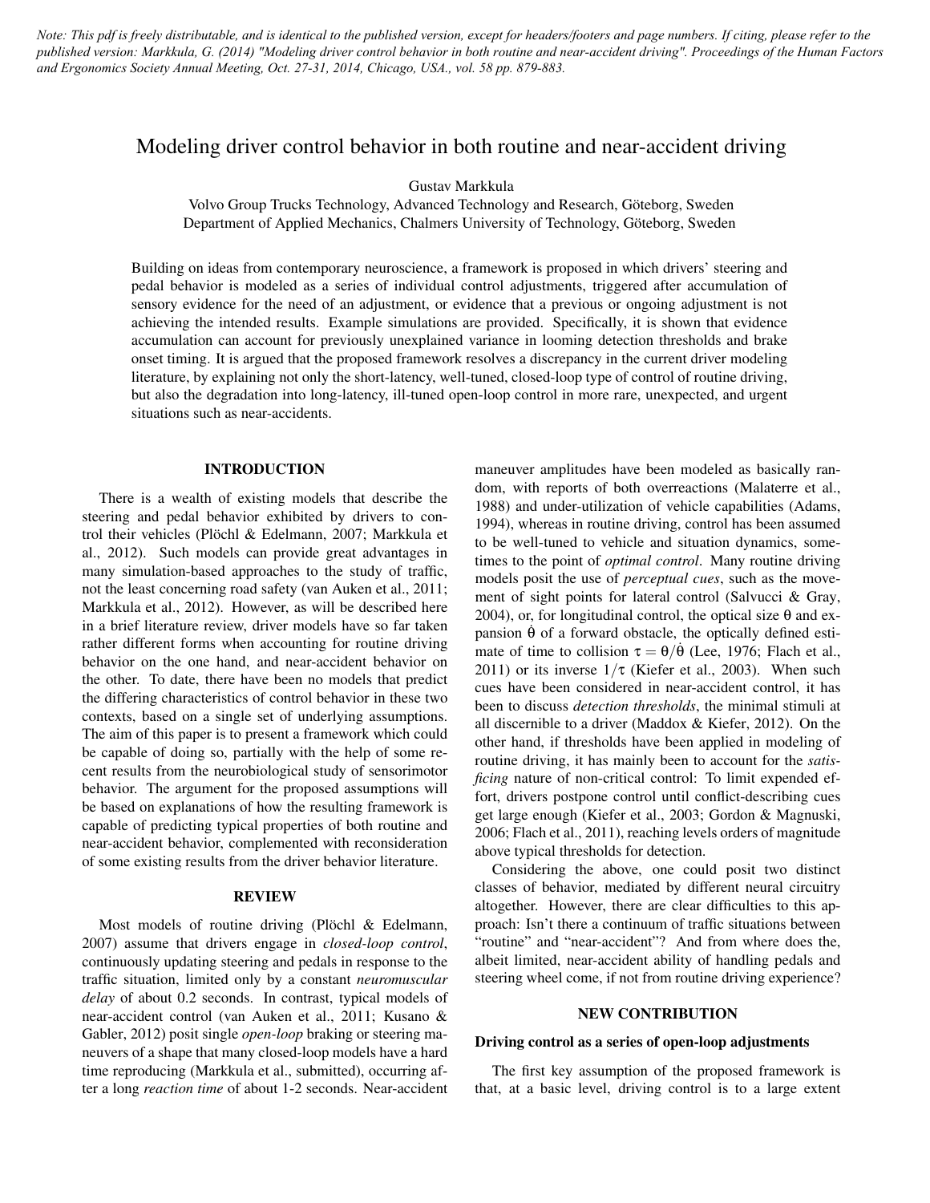*Note: This pdf is freely distributable, and is identical to the published version, except for headers/footers and page numbers. If citing, please refer to the published version: Markkula, G. (2014) "Modeling driver control behavior in both routine and near-accident driving". Proceedings of the Human Factors and Ergonomics Society Annual Meeting, Oct. 27-31, 2014, Chicago, USA., vol. 58 pp. 879-883.*

# Modeling driver control behavior in both routine and near-accident driving

Gustav Markkula

Volvo Group Trucks Technology, Advanced Technology and Research, Göteborg, Sweden
Department of Applied Mechanics, Chalmers University of Technology, Göteborg, Sweden

Building on ideas from contemporary neuroscience, a framework is proposed in which drivers' steering and pedal behavior is modeled as a series of individual control adjustments, triggered after accumulation of sensory evidence for the need of an adjustment, or evidence that a previous or ongoing adjustment is not achieving the intended results. Example simulations are provided. Specifically, it is shown that evidence accumulation can account for previously unexplained variance in looming detection thresholds and brake onset timing. It is argued that the proposed framework resolves a discrepancy in the current driver modeling literature, by explaining not only the short-latency, well-tuned, closed-loop type of control of routine driving, but also the degradation into long-latency, ill-tuned open-loop control in more rare, unexpected, and urgent situations such as near-accidents.

## INTRODUCTION

There is a wealth of existing models that describe the steering and pedal behavior exhibited by drivers to control their vehicles (Plöchl & Edelmann, 2007; Markkula et al., 2012). Such models can provide great advantages in many simulation-based approaches to the study of traffic, not the least concerning road safety (van Auken et al., 2011; Markkula et al., 2012). However, as will be described here in a brief literature review, driver models have so far taken rather different forms when accounting for routine driving behavior on the one hand, and near-accident behavior on the other. To date, there have been no models that predict the differing characteristics of control behavior in these two contexts, based on a single set of underlying assumptions. The aim of this paper is to present a framework which could be capable of doing so, partially with the help of some recent results from the neurobiological study of sensorimotor behavior. The argument for the proposed assumptions will be based on explanations of how the resulting framework is capable of predicting typical properties of both routine and near-accident behavior, complemented with reconsideration of some existing results from the driver behavior literature.

## REVIEW

Most models of routine driving (Plöchl & Edelmann, 2007) assume that drivers engage in *closed-loop control*, continuously updating steering and pedals in response to the traffic situation, limited only by a constant *neuromuscular delay* of about 0.2 seconds. In contrast, typical models of near-accident control (van Auken et al., 2011; Kusano & Gabler, 2012) posit single *open-loop* braking or steering maneuvers of a shape that many closed-loop models have a hard time reproducing (Markkula et al., submitted), occurring after a long *reaction time* of about 1-2 seconds. Near-accident maneuver amplitudes have been modeled as basically random, with reports of both overreactions (Malaterre et al., 1988) and under-utilization of vehicle capabilities (Adams, 1994), whereas in routine driving, control has been assumed to be well-tuned to vehicle and situation dynamics, sometimes to the point of *optimal control*. Many routine driving models posit the use of *perceptual cues*, such as the movement of sight points for lateral control (Salvucci & Gray, 2004), or, for longitudinal control, the optical size $\theta$ and expansion $\dot{\theta}$ of a forward obstacle, the optically defined estimate of time to collision $\tau = \theta/\dot{\theta}$ (Lee, 1976; Flach et al., 2011) or its inverse $1/\tau$ (Kiefer et al., 2003). When such cues have been considered in near-accident control, it has been to discuss *detection thresholds*, the minimal stimuli at all discernible to a driver (Maddox & Kiefer, 2012). On the other hand, if thresholds have been applied in modeling of routine driving, it has mainly been to account for the *satisficing* nature of non-critical control: To limit expended effort, drivers postpone control until conflict-describing cues get large enough (Kiefer et al., 2003; Gordon & Magnuski, 2006; Flach et al., 2011), reaching levels orders of magnitude above typical thresholds for detection.

Considering the above, one could posit two distinct classes of behavior, mediated by different neural circuitry altogether. However, there are clear difficulties to this approach: Isn't there a continuum of traffic situations between "routine" and "near-accident"? And from where does the, albeit limited, near-accident ability of handling pedals and steering wheel come, if not from routine driving experience?

## NEW CONTRIBUTION

### Driving control as a series of open-loop adjustments

The first key assumption of the proposed framework is that, at a basic level, driving control is to a large extent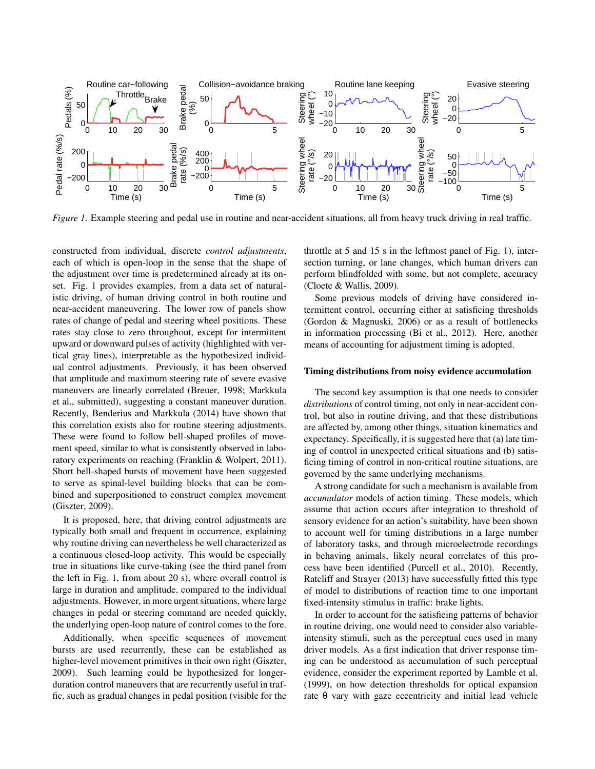*Figure 1*. Example steering and pedal use in routine and near-accident situations, all from heavy truck driving in real traffic.

constructed from individual, discrete *control adjustments*, each of which is open-loop in the sense that the shape of the adjustment over time is predetermined already at its onset. Fig. 1 provides examples, from a data set of naturalistic driving, of human driving control in both routine and near-accident maneuvering. The lower row of panels show rates of change of pedal and steering wheel positions. These rates stay close to zero throughout, except for intermittent upward or downward pulses of activity (highlighted with vertical gray lines), interpretable as the hypothesized individual control adjustments. Previously, it has been observed that amplitude and maximum steering rate of severe evasive maneuvers are linearly correlated (Breuer, 1998; Markkula et al., submitted), suggesting a constant maneuver duration. Recently, Benderius and Markkula (2014) have shown that this correlation exists also for routine steering adjustments. These were found to follow bell-shaped profiles of movement speed, similar to what is consistently observed in laboratory experiments on reaching (Franklin & Wolpert, 2011). Short bell-shaped bursts of movement have been suggested to serve as spinal-level building blocks that can be combined and superpositioned to construct complex movement (Giszter, 2009).

It is proposed, here, that driving control adjustments are typically both small and frequent in occurrence, explaining why routine driving can nevertheless be well characterized as a continuous closed-loop activity. This would be especially true in situations like curve-taking (see the third panel from the left in Fig. 1, from about 20 s), where overall control is large in duration and amplitude, compared to the individual adjustments. However, in more urgent situations, where large changes in pedal or steering command are needed quickly, the underlying open-loop nature of control comes to the fore.

Additionally, when specific sequences of movement bursts are used recurrently, these can be established as higher-level movement primitives in their own right (Giszter, 2009). Such learning could be hypothesized for longer-duration control maneuvers that are recurrently useful in traffic, such as gradual changes in pedal position (visible for the throttle at 5 and 15 s in the leftmost panel of Fig. 1), intersection turning, or lane changes, which human drivers can perform blindfolded with some, but not complete, accuracy (Cloete & Wallis, 2009).

Some previous models of driving have considered intermittent control, occurring either at satisficing thresholds (Gordon & Magnuski, 2006) or as a result of bottlenecks in information processing (Bi et al., 2012). Here, another means of accounting for adjustment timing is adopted.

## Timing distributions from noisy evidence accumulation

The second key assumption is that one needs to consider *distributions* of control timing, not only in near-accident control, but also in routine driving, and that these distributions are affected by, among other things, situation kinematics and expectancy. Specifically, it is suggested here that (a) late timing of control in unexpected critical situations and (b) satisficing timing of control in non-critical routine situations, are governed by the same underlying mechanisms.

A strong candidate for such a mechanism is available from *accumulator* models of action timing. These models, which assume that action occurs after integration to threshold of sensory evidence for an action's suitability, have been shown to account well for timing distributions in a large number of laboratory tasks, and through microelectrode recordings in behaving animals, likely neural correlates of this process have been identified (Purcell et al., 2010). Recently, Ratcliff and Strayer (2013) have successfully fitted this type of model to distributions of reaction time to one important fixed-intensity stimulus in traffic: brake lights.

In order to account for the satisficing patterns of behavior in routine driving, one would need to consider also variable-intensity stimuli, such as the perceptual cues used in many driver models. As a first indication that driver response timing can be understood as accumulation of such perceptual evidence, consider the experiment reported by Lamble et al. (1999), on how detection thresholds for optical expansion rate $\dot{\theta}$ vary with gaze eccentricity and initial lead vehicle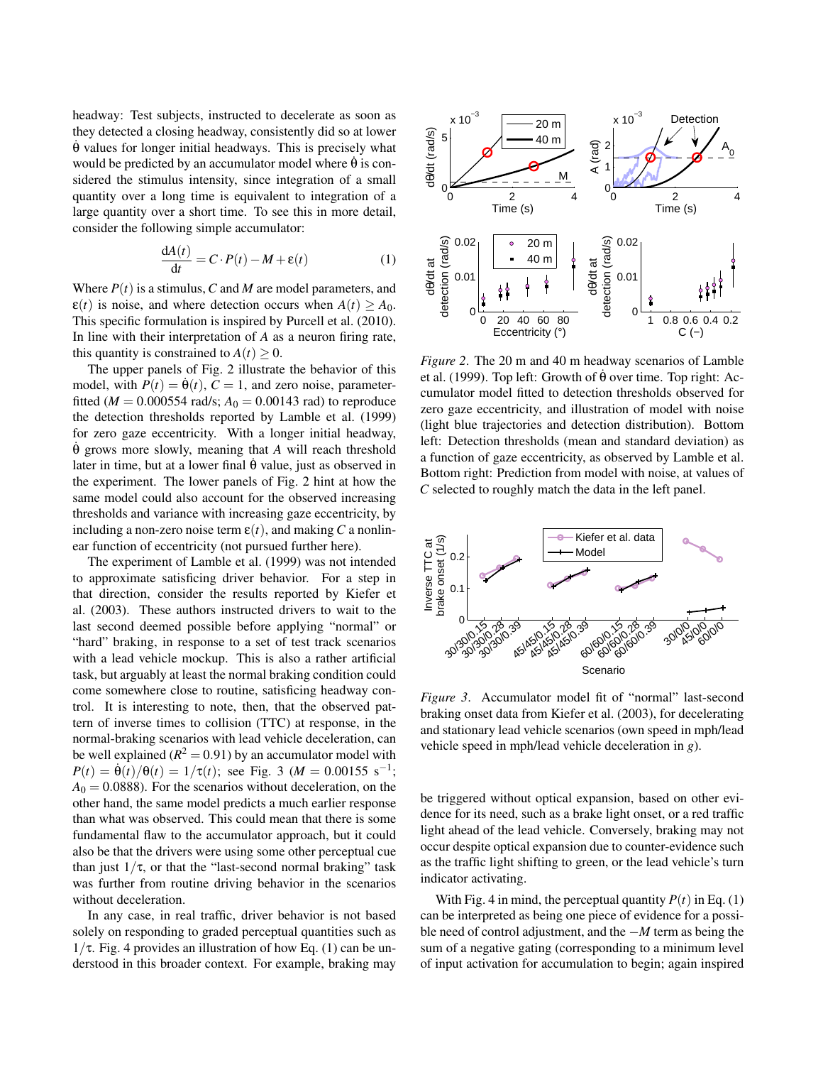headway: Test subjects, instructed to decelerate as soon as they detected a closing headway, consistently did so at lower $\dot{\theta}$ values for longer initial headways. This is precisely what would be predicted by an accumulator model where $\dot{\theta}$ is considered the stimulus intensity, since integration of a small quantity over a long time is equivalent to integration of a large quantity over a short time. To see this in more detail, consider the following simple accumulator:

$$\frac{dA(t)}{dt} = C \cdot P(t) - M + \varepsilon(t) \quad (1)$$

Where $P(t)$ is a stimulus, $C$ and $M$ are model parameters, and $\varepsilon(t)$ is noise, and where detection occurs when $A(t) \geq A_0$. This specific formulation is inspired by Purcell et al. (2010). In line with their interpretation of $A$ as a neuron firing rate, this quantity is constrained to $A(t) \geq 0$.

The upper panels of Fig. 2 illustrate the behavior of this model, with $P(t) = \dot{\theta}(t)$, $C = 1$, and zero noise, parameter-fitted ($M = 0.000554$ rad/s; $A_0 = 0.00143$ rad) to reproduce the detection thresholds reported by Lamble et al. (1999) for zero gaze eccentricity. With a longer initial headway, $\dot{\theta}$ grows more slowly, meaning that $A$ will reach threshold later in time, but at a lower final $\dot{\theta}$ value, just as observed in the experiment. The lower panels of Fig. 2 hint at how the same model could also account for the observed increasing thresholds and variance with increasing gaze eccentricity, by including a non-zero noise term $\varepsilon(t)$, and making $C$ a nonlinear function of eccentricity (not pursued further here).

The experiment of Lamble et al. (1999) was not intended to approximate satisficing driver behavior. For a step in that direction, consider the results reported by Kiefer et al. (2003). These authors instructed drivers to wait to the last second deemed possible before applying "normal" or "hard" braking, in response to a set of test track scenarios with a lead vehicle mockup. This is also a rather artificial task, but arguably at least the normal braking condition could come somewhere close to routine, satisficing headway control. It is interesting to note, then, that the observed pattern of inverse times to collision (TTC) at response, in the normal-braking scenarios with lead vehicle deceleration, can be well explained ($R^2 = 0.91$) by an accumulator model with $P(t) = \dot{\theta}(t)/\theta(t) = 1/\tau(t)$; see Fig. 3 ($M = 0.00155$ s$^{-1}$; $A_0 = 0.0888$). For the scenarios without deceleration, on the other hand, the same model predicts a much earlier response than what was observed. This could mean that there is some fundamental flaw to the accumulator approach, but it could also be that the drivers were using some other perceptual cue than just $1/\tau$, or that the "last-second normal braking" task was further from routine driving behavior in the scenarios without deceleration.

In any case, in real traffic, driver behavior is not based solely on responding to graded perceptual quantities such as $1/\tau$. Fig. 4 provides an illustration of how Eq. (1) can be understood in this broader context. For example, braking may be triggered without optical expansion, based on other evidence for its need, such as a brake light onset, or a red traffic light ahead of the lead vehicle. Conversely, braking may not occur despite optical expansion due to counter-evidence such as the traffic light shifting to green, or the lead vehicle's turn indicator activating.

*Figure 2*. The 20 m and 40 m headway scenarios of Lamble et al. (1999). Top left: Growth of $\dot{\theta}$ over time. Top right: Accumulator model fitted to detection thresholds observed for zero gaze eccentricity, and illustration of model with noise (light blue trajectories and detection distribution). Bottom left: Detection thresholds (mean and standard deviation) as a function of gaze eccentricity, as observed by Lamble et al. Bottom right: Prediction from model with noise, at values of $C$ selected to roughly match the data in the left panel.

*Figure 3*. Accumulator model fit of "normal" last-second braking onset data from Kiefer et al. (2003), for decelerating and stationary lead vehicle scenarios (own speed in mph/lead vehicle speed in mph/lead vehicle deceleration in $g$).

With Fig. 4 in mind, the perceptual quantity $P(t)$ in Eq. (1) can be interpreted as being one piece of evidence for a possible need of control adjustment, and the $-M$ term as being the sum of a negative gating (corresponding to a minimum level of input activation for accumulation to begin; again inspired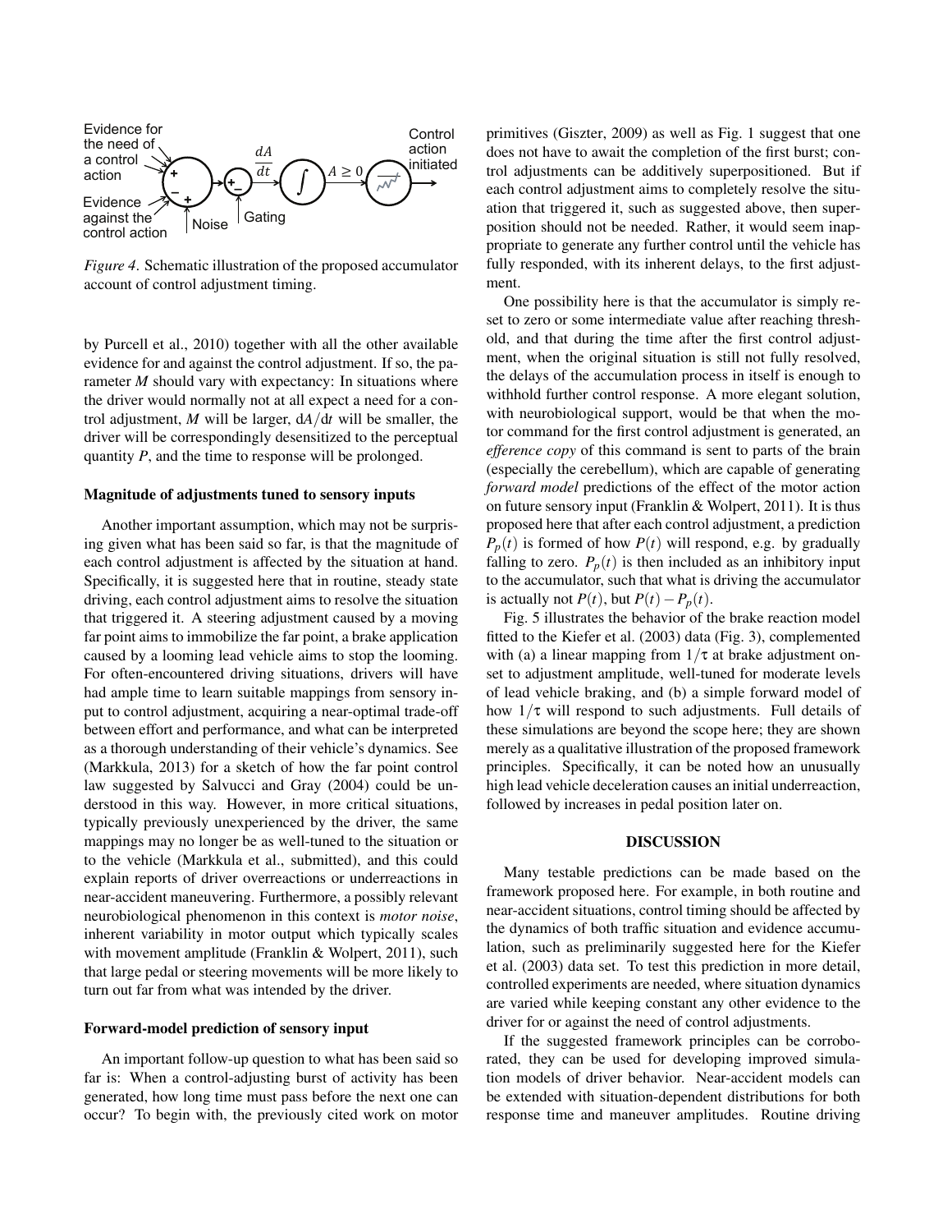*Figure 4*. Schematic illustration of the proposed accumulator account of control adjustment timing.

by Purcell et al., 2010) together with all the other available evidence for and against the control adjustment. If so, the parameter $M$ should vary with expectancy: In situations where the driver would normally not at all expect a need for a control adjustment, $M$ will be larger, $dA/dt$ will be smaller, the driver will be correspondingly desensitized to the perceptual quantity $P$, and the time to response will be prolonged.

### Magnitude of adjustments tuned to sensory inputs

Another important assumption, which may not be surprising given what has been said so far, is that the magnitude of each control adjustment is affected by the situation at hand. Specifically, it is suggested here that in routine, steady state driving, each control adjustment aims to resolve the situation that triggered it. A steering adjustment caused by a moving far point aims to immobilize the far point, a brake application caused by a looming lead vehicle aims to stop the looming. For often-encountered driving situations, drivers will have had ample time to learn suitable mappings from sensory input to control adjustment, acquiring a near-optimal trade-off between effort and performance, and what can be interpreted as a thorough understanding of their vehicle's dynamics. See (Markkula, 2013) for a sketch of how the far point control law suggested by Salvucci and Gray (2004) could be understood in this way. However, in more critical situations, typically previously unexperienced by the driver, the same mappings may no longer be as well-tuned to the situation or to the vehicle (Markkula et al., submitted), and this could explain reports of driver overreactions or underreactions in near-accident maneuvering. Furthermore, a possibly relevant neurobiological phenomenon in this context is *motor noise*, inherent variability in motor output which typically scales with movement amplitude (Franklin & Wolpert, 2011), such that large pedal or steering movements will be more likely to turn out far from what was intended by the driver.

### Forward-model prediction of sensory input

An important follow-up question to what has been said so far is: When a control-adjusting burst of activity has been generated, how long time must pass before the next one can occur? To begin with, the previously cited work on motor primitives (Giszter, 2009) as well as Fig. 1 suggest that one does not have to await the completion of the first burst; control adjustments can be additively superpositioned. But if each control adjustment aims to completely resolve the situation that triggered it, such as suggested above, then superposition should not be needed. Rather, it would seem inappropriate to generate any further control until the vehicle has fully responded, with its inherent delays, to the first adjustment.

One possibility here is that the accumulator is simply reset to zero or some intermediate value after reaching threshold, and that during the time after the first control adjustment, when the original situation is still not fully resolved, the delays of the accumulation process in itself is enough to withhold further control response. A more elegant solution, with neurobiological support, would be that when the motor command for the first control adjustment is generated, an *efference copy* of this command is sent to parts of the brain (especially the cerebellum), which are capable of generating *forward model* predictions of the effect of the motor action on future sensory input (Franklin & Wolpert, 2011). It is thus proposed here that after each control adjustment, a prediction $P_p(t)$ is formed of how $P(t)$ will respond, e.g. by gradually falling to zero. $P_p(t)$ is then included as an inhibitory input to the accumulator, such that what is driving the accumulator is actually not $P(t)$, but $P(t) - P_p(t)$.

Fig. 5 illustrates the behavior of the brake reaction model fitted to the Kiefer et al. (2003) data (Fig. 3), complemented with (a) a linear mapping from $1/\tau$ at brake adjustment onset to adjustment amplitude, well-tuned for moderate levels of lead vehicle braking, and (b) a simple forward model of how $1/\tau$ will respond to such adjustments. Full details of these simulations are beyond the scope here; they are shown merely as a qualitative illustration of the proposed framework principles. Specifically, it can be noted how an unusually high lead vehicle deceleration causes an initial underreaction, followed by increases in pedal position later on.

## DISCUSSION

Many testable predictions can be made based on the framework proposed here. For example, in both routine and near-accident situations, control timing should be affected by the dynamics of both traffic situation and evidence accumulation, such as preliminarily suggested here for the Kiefer et al. (2003) data set. To test this prediction in more detail, controlled experiments are needed, where situation dynamics are varied while keeping constant any other evidence to the driver for or against the need of control adjustments.

If the suggested framework principles can be corroborated, they can be used for developing improved simulation models of driver behavior. Near-accident models can be extended with situation-dependent distributions for both response time and maneuver amplitudes. Routine driving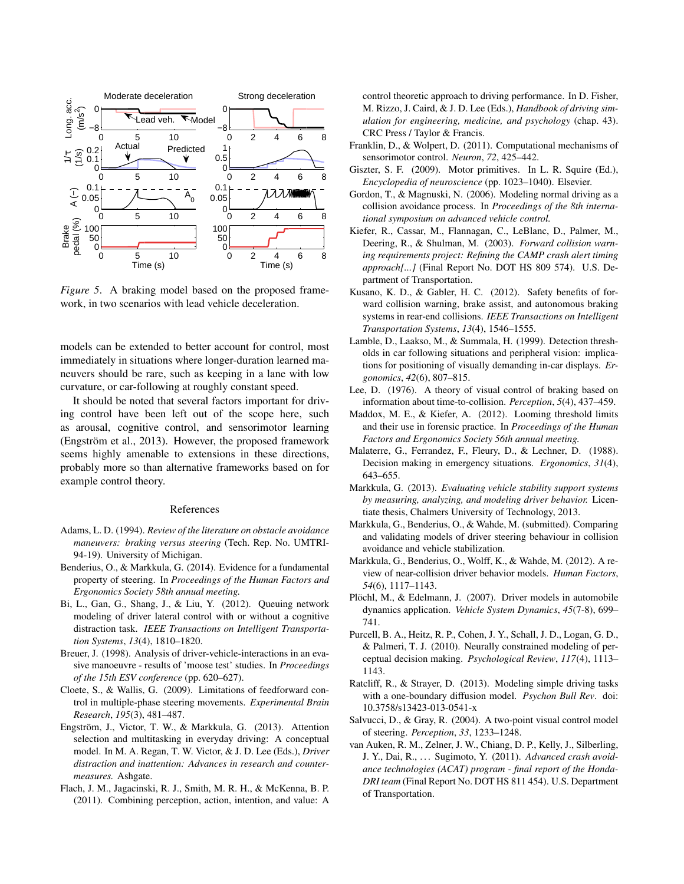Moderate deceleration

Strong deceleration

Long. acc. (m/s$^2$)

0

−8

Lead veh.

Model

1/τ (1/s)

0.2

0.1

Actual

Predicted

A (−)

0.1

0.05

$A_0$

Brake pedal (%)

100

50

0

0 5 10

0 2 4 6 8

1

0.5

Time (s)

*Figure 5*. A braking model based on the proposed framework, in two scenarios with lead vehicle deceleration.

models can be extended to better account for control, most immediately in situations where longer-duration learned maneuvers should be rare, such as keeping in a lane with low curvature, or car-following at roughly constant speed.

It should be noted that several factors important for driving control have been left out of the scope here, such as arousal, cognitive control, and sensorimotor learning (Engström et al., 2013). However, the proposed framework seems highly amenable to extensions in these directions, probably more so than alternative frameworks based on for example control theory.

## References

Adams, L. D. (1994). *Review of the literature on obstacle avoidance maneuvers: braking versus steering* (Tech. Rep. No. UMTRI-94-19). University of Michigan.

Benderius, O., & Markkula, G. (2014). Evidence for a fundamental property of steering. In *Proceedings of the Human Factors and Ergonomics Society 58th annual meeting.*

Bi, L., Gan, G., Shang, J., & Liu, Y. (2012). Queuing network modeling of driver lateral control with or without a cognitive distraction task. *IEEE Transactions on Intelligent Transportation Systems*, *13*(4), 1810–1820.

Breuer, J. (1998). Analysis of driver-vehicle-interactions in an evasive manoeuvre - results of 'moose test' studies. In *Proceedings of the 15th ESV conference* (pp. 620–627).

Cloete, S., & Wallis, G. (2009). Limitations of feedforward control in multiple-phase steering movements. *Experimental Brain Research*, *195*(3), 481–487.

Engström, J., Victor, T. W., & Markkula, G. (2013). Attention selection and multitasking in everyday driving: A conceptual model. In M. A. Regan, T. W. Victor, & J. D. Lee (Eds.), *Driver distraction and inattention: Advances in research and countermeasures.* Ashgate.

Flach, J. M., Jagacinski, R. J., Smith, M. R. H., & McKenna, B. P. (2011). Combining perception, action, intention, and value: A control theoretic approach to driving performance. In D. Fisher, M. Rizzo, J. Caird, & J. D. Lee (Eds.), *Handbook of driving simulation for engineering, medicine, and psychology* (chap. 43). CRC Press / Taylor & Francis.

Franklin, D., & Wolpert, D. (2011). Computational mechanisms of sensorimotor control. *Neuron*, *72*, 425–442.

Giszter, S. F. (2009). Motor primitives. In L. R. Squire (Ed.), *Encyclopedia of neuroscience* (pp. 1023–1040). Elsevier.

Gordon, T., & Magnuski, N. (2006). Modeling normal driving as a collision avoidance process. In *Proceedings of the 8th international symposium on advanced vehicle control.*

Kiefer, R., Cassar, M., Flannagan, C., LeBlanc, D., Palmer, M., Deering, R., & Shulman, M. (2003). *Forward collision warning requirements project: Refining the CAMP crash alert timing approach[...]* (Final Report No. DOT HS 809 574). U.S. Department of Transportation.

Kusano, K. D., & Gabler, H. C. (2012). Safety benefits of forward collision warning, brake assist, and autonomous braking systems in rear-end collisions. *IEEE Transactions on Intelligent Transportation Systems*, *13*(4), 1546–1555.

Lamble, D., Laakso, M., & Summala, H. (1999). Detection thresholds in car following situations and peripheral vision: implications for positioning of visually demanding in-car displays. *Ergonomics*, *42*(6), 807–815.

Lee, D. (1976). A theory of visual control of braking based on information about time-to-collision. *Perception*, *5*(4), 437–459.

Maddox, M. E., & Kiefer, A. (2012). Looming threshold limits and their use in forensic practice. In *Proceedings of the Human Factors and Ergonomics Society 56th annual meeting.*

Malaterre, G., Ferrandez, F., Fleury, D., & Lechner, D. (1988). Decision making in emergency situations. *Ergonomics*, *31*(4), 643–655.

Markkula, G. (2013). *Evaluating vehicle stability support systems by measuring, analyzing, and modeling driver behavior.* Licentiate thesis, Chalmers University of Technology, 2013.

Markkula, G., Benderius, O., & Wahde, M. (submitted). Comparing and validating models of driver steering behaviour in collision avoidance and vehicle stabilization.

Markkula, G., Benderius, O., Wolff, K., & Wahde, M. (2012). A review of near-collision driver behavior models. *Human Factors*, *54*(6), 1117–1143.

Plöchl, M., & Edelmann, J. (2007). Driver models in automobile dynamics application. *Vehicle System Dynamics*, *45*(7-8), 699–741.

Purcell, B. A., Heitz, R. P., Cohen, J. Y., Schall, J. D., Logan, G. D., & Palmeri, T. J. (2010). Neurally constrained modeling of perceptual decision making. *Psychological Review*, *117*(4), 1113–1143.

Ratcliff, R., & Strayer, D. (2013). Modeling simple driving tasks with a one-boundary diffusion model. *Psychon Bull Rev*. doi: 10.3758/s13423-013-0541-x

Salvucci, D., & Gray, R. (2004). A two-point visual control model of steering. *Perception*, *33*, 1233–1248.

van Auken, R. M., Zelner, J. W., Chiang, D. P., Kelly, J., Silberling, J. Y., Dai, R., ... Sugimoto, Y. (2011). *Advanced crash avoidance technologies (ACAT) program - final report of the Honda-DRI team* (Final Report No. DOT HS 811 454). U.S. Department of Transportation.